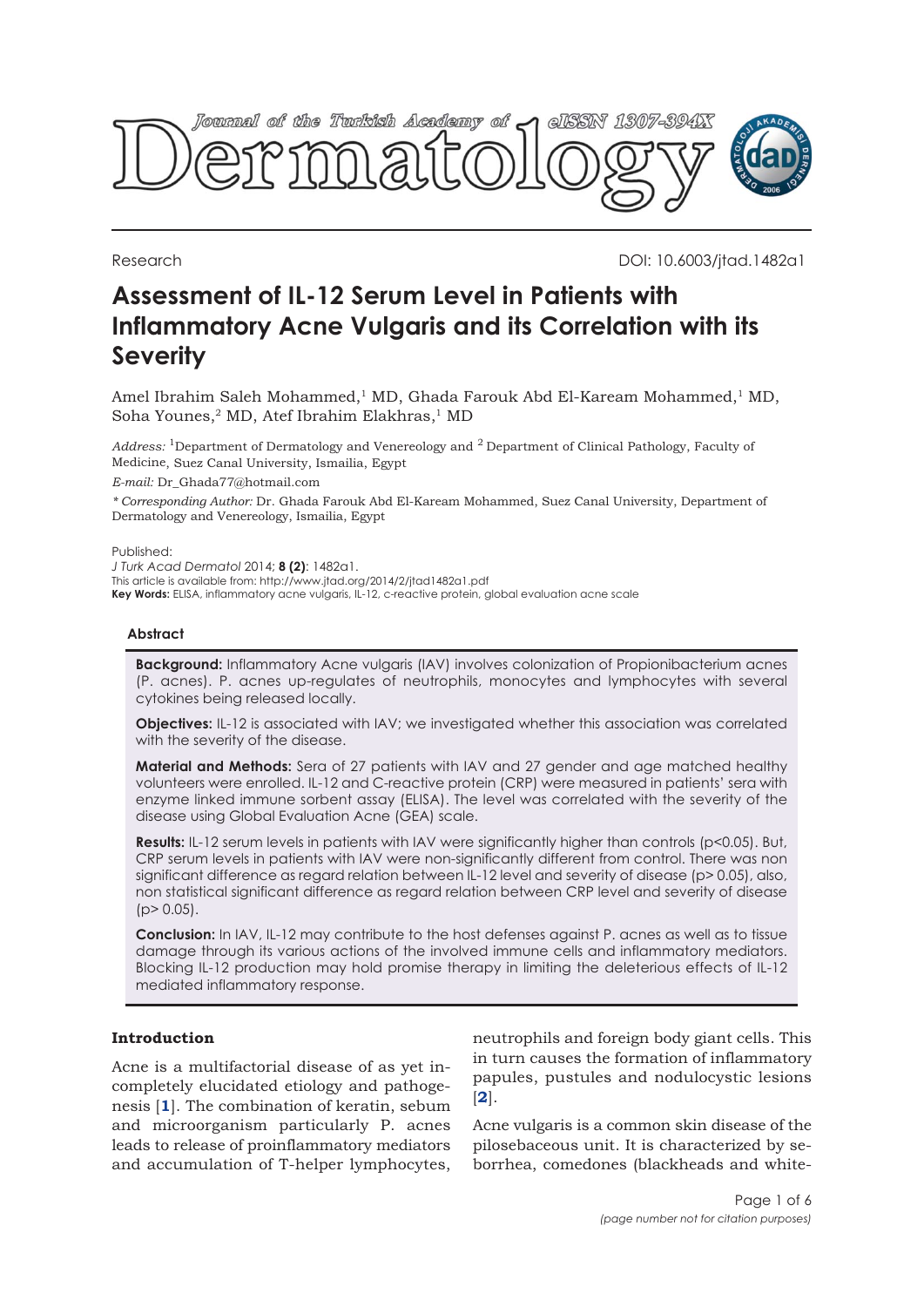Research

DOI: 10.6003/jtad.1482a1

# Assessment of IL-12 Serum Level in Patients with Inflammatory Acne Vulgaris and its Correlation with its Severity

Amel Ibrahim Saleh Mohammed,[1] MD, Ghada Farouk Abd El-Kaream Mohammed,[1] MD, Soha Younes,[2] MD, Atef Ibrahim Elakhras,[1] MD

*Address:* [1]Department of Dermatology and Venereology and [2] Department of Clinical Pathology, Faculty of Medicine, Suez Canal University, Ismailia, Egypt

*E-mail:* Dr_Ghada77@hotmail.com

*\* Corresponding Author:* Dr. Ghada Farouk Abd El-Kaream Mohammed, Suez Canal University, Department of Dermatology and Venereology, Ismailia, Egypt

Published:
*J Turk Acad Dermatol* 2014; **8 (2)**: 1482a1.
This article is available from: http://www.jtad.org/2014/2/jtad1482a1.pdf
**Key Words:** ELISA, inflammatory acne vulgaris, IL-12, c-reactive protein, global evaluation acne scale

### Abstract

**Background:** Inflammatory Acne vulgaris (IAV) involves colonization of Propionibacterium acnes (P. acnes). P. acnes up-regulates of neutrophils, monocytes and lymphocytes with several cytokines being released locally.

**Objectives:** IL-12 is associated with IAV; we investigated whether this association was correlated with the severity of the disease.

**Material and Methods:** Sera of 27 patients with IAV and 27 gender and age matched healthy volunteers were enrolled. IL-12 and C-reactive protein (CRP) were measured in patients' sera with enzyme linked immune sorbent assay (ELISA). The level was correlated with the severity of the disease using Global Evaluation Acne (GEA) scale.

**Results:** IL-12 serum levels in patients with IAV were significantly higher than controls ($p<0.05$). But, CRP serum levels in patients with IAV were non-significantly different from control. There was non significant difference as regard relation between IL-12 level and severity of disease ($p> 0.05$), also, non statistical significant difference as regard relation between CRP level and severity of disease ($p> 0.05$).

**Conclusion:** In IAV, IL-12 may contribute to the host defenses against P. acnes as well as to tissue damage through its various actions of the involved immune cells and inflammatory mediators. Blocking IL-12 production may hold promise therapy in limiting the deleterious effects of IL-12 mediated inflammatory response.

## Introduction

Acne is a multifactorial disease of as yet incompletely elucidated etiology and pathogenesis [**1**]. The combination of keratin, sebum and microorganism particularly P. acnes leads to release of proinflammatory mediators and accumulation of T-helper lymphocytes, neutrophils and foreign body giant cells. This in turn causes the formation of inflammatory papules, pustules and nodulocystic lesions [**2**].

Acne vulgaris is a common skin disease of the pilosebaceous unit. It is characterized by seborrhea, comedones (blackheads and white-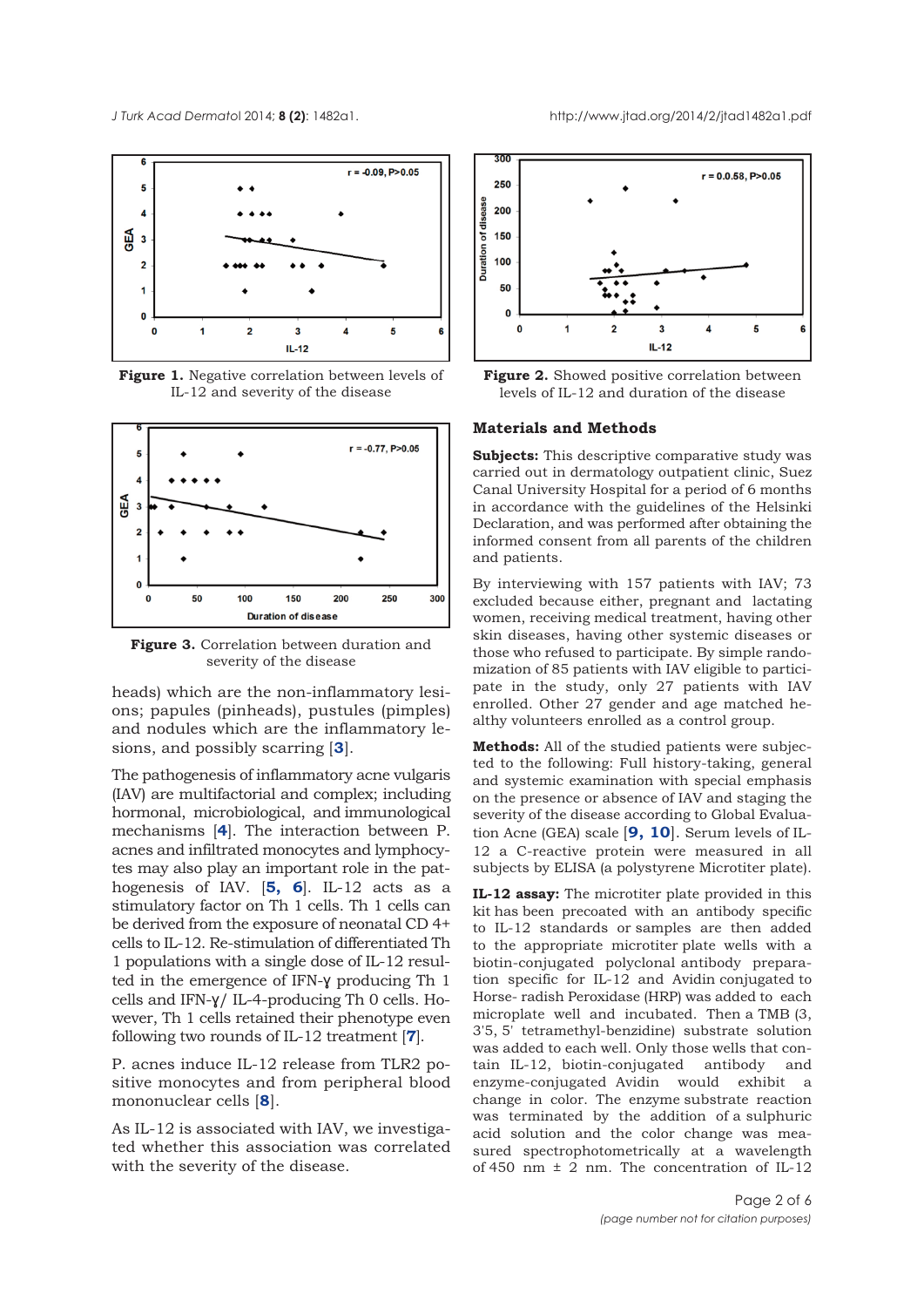**Figure 1.** Negative correlation between levels of IL-12 and severity of the disease

**Figure 2.** Showed positive correlation between levels of IL-12 and duration of the disease

**Figure 3.** Correlation between duration and severity of the disease

heads) which are the non-inflammatory lesions; papules (pinheads), pustules (pimples) and nodules which are the inflammatory lesions, and possibly scarring [3].

The pathogenesis of inflammatory acne vulgaris (IAV) are multifactorial and complex; including hormonal, microbiological, and immunological mechanisms [4]. The interaction between P. acnes and infiltrated monocytes and lymphocytes may also play an important role in the pathogenesis of IAV. [5, 6]. IL-12 acts as a stimulatory factor on Th 1 cells. Th 1 cells can be derived from the exposure of neonatal CD 4+ cells to IL-12. Re-stimulation of differentiated Th 1 populations with a single dose of IL-12 resulted in the emergence of IFN-ɣ producing Th 1 cells and IFN-ɣ/ IL-4-producing Th 0 cells. However, Th 1 cells retained their phenotype even following two rounds of IL-12 treatment [7].

P. acnes induce IL-12 release from TLR2 positive monocytes and from peripheral blood mononuclear cells [8].

As IL-12 is associated with IAV, we investigated whether this association was correlated with the severity of the disease.

## Materials and Methods

**Subjects:** This descriptive comparative study was carried out in dermatology outpatient clinic, Suez Canal University Hospital for a period of 6 months in accordance with the guidelines of the Helsinki Declaration, and was performed after obtaining the informed consent from all parents of the children and patients.

By interviewing with 157 patients with IAV; 73 excluded because either, pregnant and lactating women, receiving medical treatment, having other skin diseases, having other systemic diseases or those who refused to participate. By simple randomization of 85 patients with IAV eligible to participate in the study, only 27 patients with IAV enrolled. Other 27 gender and age matched healthy volunteers enrolled as a control group.

**Methods:** All of the studied patients were subjected to the following: Full history-taking, general and systemic examination with special emphasis on the presence or absence of IAV and staging the severity of the disease according to Global Evaluation Acne (GEA) scale [9, 10]. Serum levels of IL-12 a C-reactive protein were measured in all subjects by ELISA (a polystyrene Microtiter plate).

**IL-12 assay:** The microtiter plate provided in this kit has been precoated with an antibody specific to IL-12 standards or samples are then added to the appropriate microtiter plate wells with a biotin-conjugated polyclonal antibody preparation specific for IL-12 and Avidin conjugated to Horse- radish Peroxidase (HRP) was added to each microplate well and incubated. Then a TMB (3, 3'5, 5' tetramethyl-benzidine) substrate solution was added to each well. Only those wells that contain IL-12, biotin-conjugated antibody and enzyme-conjugated Avidin would exhibit a change in color. The enzyme substrate reaction was terminated by the addition of a sulphuric acid solution and the color change was measured spectrophotometrically at a wavelength of 450 nm ± 2 nm. The concentration of IL-12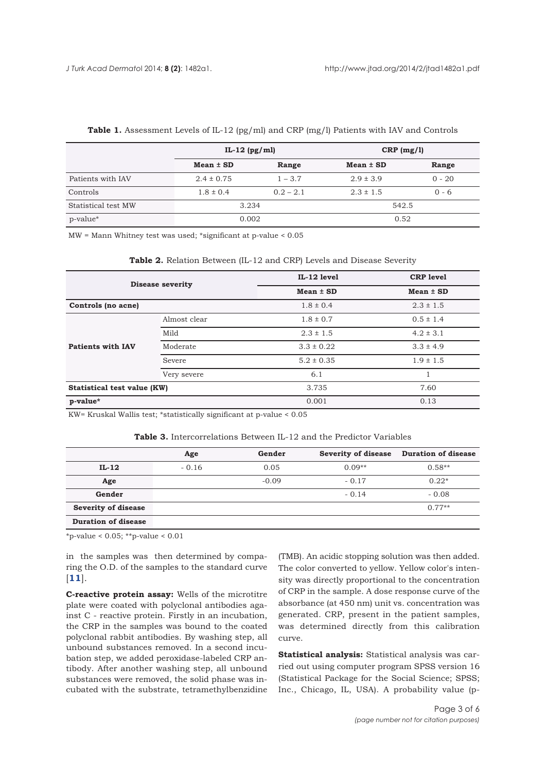**Table 1.** Assessment Levels of IL-12 (pg/ml) and CRP (mg/l) Patients with IAV and Controls

| | IL-12 (pg/ml) | | CRP (mg/l) | |
|---|---|---|---|---|
| | **Mean ± SD** | **Range** | **Mean ± SD** | **Range** |
| Patients with IAV | 2.4 ± 0.75 | 1 – 3.7 | 2.9 ± 3.9 | 0 - 20 |
| Controls | 1.8 ± 0.4 | 0.2 – 2.1 | 2.3 ± 1.5 | 0 - 6 |
| Statistical test MW | 3.234 | | 542.5 | |
| p-value* | 0.002 | | 0.52 | |

MW = Mann Whitney test was used; *significant at p-value < 0.05

**Table 2.** Relation Between (IL-12 and CRP) Levels and Disease Severity

| Disease severity | | IL-12 level | CRP level |
|---|---|---|---|
| | | **Mean ± SD** | **Mean ± SD** |
| **Controls (no acne)** | | 1.8 ± 0.4 | 2.3 ± 1.5 |
| **Patients with IAV** | Almost clear | 1.8 ± 0.7 | 0.5 ± 1.4 |
| | Mild | 2.3 ± 1.5 | 4.2 ± 3.1 |
| | Moderate | 3.3 ± 0.22 | 3.3 ± 4.9 |
| | Severe | 5.2 ± 0.35 | 1.9 ± 1.5 |
| | Very severe | 6.1 | 1 |
| **Statistical test value (KW)** | | 3.735 | 7.60 |
| **p-value*** | | 0.001 | 0.13 |

KW= Kruskal Wallis test; *statistically significant at p-value < 0.05

**Table 3.** Intercorrelations Between IL-12 and the Predictor Variables

| | Age | Gender | Severity of disease | Duration of disease |
|---|---|---|---|---|
| **IL-12** | - 0.16 | 0.05 | 0.09** | 0.58** |
| **Age** | | -0.09 | - 0.17 | 0.22* |
| **Gender** | | | - 0.14 | - 0.08 |
| **Severity of disease** | | | | 0.77** |
| **Duration of disease** | | | | |

*p-value < 0.05; **p-value < 0.01

in the samples was then determined by comparing the O.D. of the samples to the standard curve [11].

**C-reactive protein assay:** Wells of the microtitre plate were coated with polyclonal antibodies against C - reactive protein. Firstly in an incubation, the CRP in the samples was bound to the coated polyclonal rabbit antibodies. By washing step, all unbound substances removed. In a second incubation step, we added peroxidase-labeled CRP antibody. After another washing step, all unbound substances were removed, the solid phase was incubated with the substrate, tetramethylbenzidine (TMB). An acidic stopping solution was then added. The color converted to yellow. Yellow color's intensity was directly proportional to the concentration of CRP in the sample. A dose response curve of the absorbance (at 450 nm) unit vs. concentration was generated. CRP, present in the patient samples, was determined directly from this calibration curve.

**Statistical analysis:** Statistical analysis was carried out using computer program SPSS version 16 (Statistical Package for the Social Science; SPSS; Inc., Chicago, IL, USA). A probability value (p-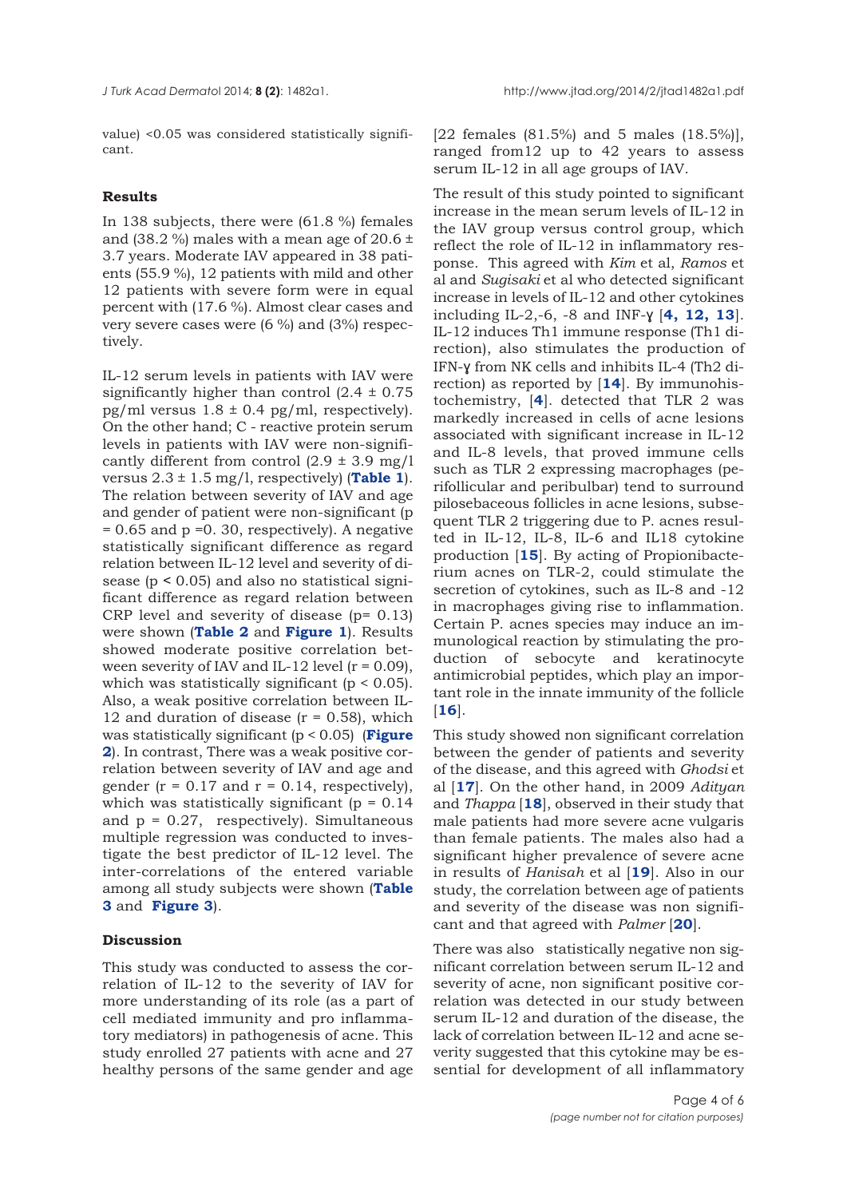value) <0.05 was considered statistically significant.

### Results

In 138 subjects, there were (61.8 %) females and (38.2 %) males with a mean age of 20.6 ± 3.7 years. Moderate IAV appeared in 38 patients (55.9 %), 12 patients with mild and other 12 patients with severe form were in equal percent with (17.6 %). Almost clear cases and very severe cases were (6 %) and (3%) respectively.

IL-12 serum levels in patients with IAV were significantly higher than control (2.4 ± 0.75 pg/ml versus 1.8 ± 0.4 pg/ml, respectively). On the other hand; C - reactive protein serum levels in patients with IAV were non-significantly different from control (2.9 ± 3.9 mg/l versus 2.3 ± 1.5 mg/l, respectively) (**Table 1**). The relation between severity of IAV and age and gender of patient were non-significant ($p = 0.65$ and $p = 0.30$, respectively). A negative statistically significant difference as regard relation between IL-12 level and severity of disease ($p < 0.05$) and also no statistical significant difference as regard relation between CRP level and severity of disease ($p = 0.13$) were shown (**Table 2** and **Figure 1**). Results showed moderate positive correlation between severity of IAV and IL-12 level ($r = 0.09$), which was statistically significant ($p < 0.05$). Also, a weak positive correlation between IL-12 and duration of disease ($r = 0.58$), which was statistically significant ($p < 0.05$) (**Figure 2**). In contrast, There was a weak positive correlation between severity of IAV and age and gender ($r = 0.17$ and $r = 0.14$, respectively), which was statistically significant ($p = 0.14$ and $p = 0.27$, respectively). Simultaneous multiple regression was conducted to investigate the best predictor of IL-12 level. The inter-correlations of the entered variable among all study subjects were shown (**Table 3** and **Figure 3**).

### Discussion

This study was conducted to assess the correlation of IL-12 to the severity of IAV for more understanding of its role (as a part of cell mediated immunity and pro inflammatory mediators) in pathogenesis of acne. This study enrolled 27 patients with acne and 27 healthy persons of the same gender and age [22 females (81.5%) and 5 males (18.5%)], ranged from12 up to 42 years to assess serum IL-12 in all age groups of IAV.

The result of this study pointed to significant increase in the mean serum levels of IL-12 in the IAV group versus control group, which reflect the role of IL-12 in inflammatory response. This agreed with *Kim* et al, *Ramos* et al and *Sugisaki* et al who detected significant increase in levels of IL-12 and other cytokines including IL-2,-6, -8 and INF-ɣ [**4, 12, 13**]. IL-12 induces Th1 immune response (Th1 direction), also stimulates the production of IFN-ɣ from NK cells and inhibits IL-4 (Th2 direction) as reported by [**14**]. By immunohistochemistry, [**4**]. detected that TLR 2 was markedly increased in cells of acne lesions associated with significant increase in IL-12 and IL-8 levels, that proved immune cells such as TLR 2 expressing macrophages (perifollicular and peribulbar) tend to surround pilosebaceous follicles in acne lesions, subsequent TLR 2 triggering due to P. acnes resulted in IL-12, IL-8, IL-6 and IL18 cytokine production [**15**]. By acting of Propionibacterium acnes on TLR-2, could stimulate the secretion of cytokines, such as IL-8 and -12 in macrophages giving rise to inflammation. Certain P. acnes species may induce an immunological reaction by stimulating the production of sebocyte and keratinocyte antimicrobial peptides, which play an important role in the innate immunity of the follicle [**16**].

This study showed non significant correlation between the gender of patients and severity of the disease, and this agreed with *Ghodsi* et al [**17**]. On the other hand, in 2009 *Adityan* and *Thappa* [**18**], observed in their study that male patients had more severe acne vulgaris than female patients. The males also had a significant higher prevalence of severe acne in results of *Hanisah* et al [**19**]. Also in our study, the correlation between age of patients and severity of the disease was non significant and that agreed with *Palmer* [**20**].

There was also statistically negative non significant correlation between serum IL-12 and severity of acne, non significant positive correlation was detected in our study between serum IL-12 and duration of the disease, the lack of correlation between IL-12 and acne severity suggested that this cytokine may be essential for development of all inflammatory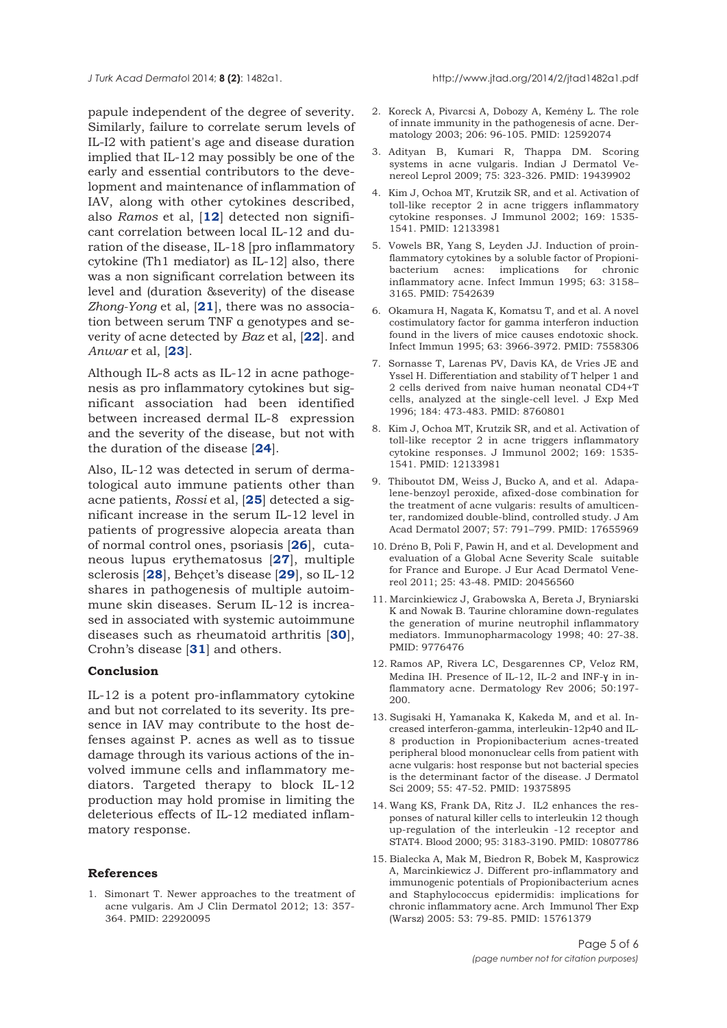papule independent of the degree of severity. Similarly, failure to correlate serum levels of IL-I2 with patient's age and disease duration implied that IL-12 may possibly be one of the early and essential contributors to the development and maintenance of inflammation of IAV, along with other cytokines described, also *Ramos* et al, [**12**] detected non significant correlation between local IL-12 and duration of the disease, IL-18 [pro inflammatory cytokine (Th1 mediator) as IL-12] also, there was a non significant correlation between its level and (duration &severity) of the disease *Zhong-Yong* et al, [**21**], there was no association between serum TNF α genotypes and severity of acne detected by *Baz* et al, [**22**]. and *Anwar* et al, [**23**].

Although IL-8 acts as IL-12 in acne pathogenesis as pro inflammatory cytokines but significant association had been identified between increased dermal IL-8 expression and the severity of the disease, but not with the duration of the disease [**24**].

Also, IL-12 was detected in serum of dermatological auto immune patients other than acne patients, *Rossi* et al, [**25**] detected a significant increase in the serum IL-12 level in patients of progressive alopecia areata than of normal control ones, psoriasis [**26**], cutaneous lupus erythematosus [**27**], multiple sclerosis [**28**], Behçet's disease [**29**], so IL-12 shares in pathogenesis of multiple autoimmune skin diseases. Serum IL-12 is increased in associated with systemic autoimmune diseases such as rheumatoid arthritis [**30**], Crohn's disease [**31**] and others.

## Conclusion

IL-12 is a potent pro-inflammatory cytokine and but not correlated to its severity. Its presence in IAV may contribute to the host defenses against P. acnes as well as to tissue damage through its various actions of the involved immune cells and inflammatory mediators. Targeted therapy to block IL-12 production may hold promise in limiting the deleterious effects of IL-12 mediated inflammatory response.

## References

1. Simonart T. Newer approaches to the treatment of acne vulgaris. Am J Clin Dermatol 2012; 13: 357-364. PMID: 22920095
2. Koreck A, Pivarcsi A, Dobozy A, Kemény L. The role of innate immunity in the pathogenesis of acne. Dermatology 2003; 206: 96-105. PMID: 12592074
3. Adityan B, Kumari R, Thappa DM. Scoring systems in acne vulgaris. Indian J Dermatol Venereol Leprol 2009; 75: 323-326. PMID: 19439902
4. Kim J, Ochoa MT, Krutzik SR, and et al. Activation of toll-like receptor 2 in acne triggers inflammatory cytokine responses. J Immunol 2002; 169: 1535-1541. PMID: 12133981
5. Vowels BR, Yang S, Leyden JJ. Induction of proinflammatory cytokines by a soluble factor of Propionibacterium acnes: implications for chronic inflammatory acne. Infect Immun 1995; 63: 3158–3165. PMID: 7542639
6. Okamura H, Nagata K, Komatsu T, and et al. A novel costimulatory factor for gamma interferon induction found in the livers of mice causes endotoxic shock. Infect Immun 1995; 63: 3966-3972. PMID: 7558306
7. Sornasse T, Larenas PV, Davis KA, de Vries JE and Yssel H. Differentiation and stability of T helper 1 and 2 cells derived from naive human neonatal CD4+T cells, analyzed at the single-cell level. J Exp Med 1996; 184: 473-483. PMID: 8760801
8. Kim J, Ochoa MT, Krutzik SR, and et al. Activation of toll-like receptor 2 in acne triggers inflammatory cytokine responses. J Immunol 2002; 169: 1535-1541. PMID: 12133981
9. Thiboutot DM, Weiss J, Bucko A, and et al. Adapalene-benzoyl peroxide, afixed-dose combination for the treatment of acne vulgaris: results of amulticenter, randomized double-blind, controlled study. J Am Acad Dermatol 2007; 57: 791–799. PMID: 17655969
10. Dréno B, Poli F, Pawin H, and et al. Development and evaluation of a Global Acne Severity Scale suitable for France and Europe. J Eur Acad Dermatol Venereol 2011; 25: 43-48. PMID: 20456560
11. Marcinkiewicz J, Grabowska A, Bereta J, Bryniarski K and Nowak B. Taurine chloramine down-regulates the generation of murine neutrophil inflammatory mediators. Immunopharmacology 1998; 40: 27-38. PMID: 9776476
12. Ramos AP, Rivera LC, Desgarennes CP, Veloz RM, Medina IH. Presence of IL-12, IL-2 and INF-γ in inflammatory acne. Dermatology Rev 2006; 50:197-200.
13. Sugisaki H, Yamanaka K, Kakeda M, and et al. Increased interferon-gamma, interleukin-12p40 and IL-8 production in Propionibacterium acnes-treated peripheral blood mononuclear cells from patient with acne vulgaris: host response but not bacterial species is the determinant factor of the disease. J Dermatol Sci 2009; 55: 47-52. PMID: 19375895
14. Wang KS, Frank DA, Ritz J. IL2 enhances the responses of natural killer cells to interleukin 12 though up-regulation of the interleukin -12 receptor and STAT4. Blood 2000; 95: 3183-3190. PMID: 10807786
15. Bialecka A, Mak M, Biedron R, Bobek M, Kasprowicz A, Marcinkiewicz J. Different pro-inflammatory and immunogenic potentials of Propionibacterium acnes and Staphylococcus epidermidis: implications for chronic inflammatory acne. Arch Immunol Ther Exp (Warsz) 2005: 53: 79-85. PMID: 15761379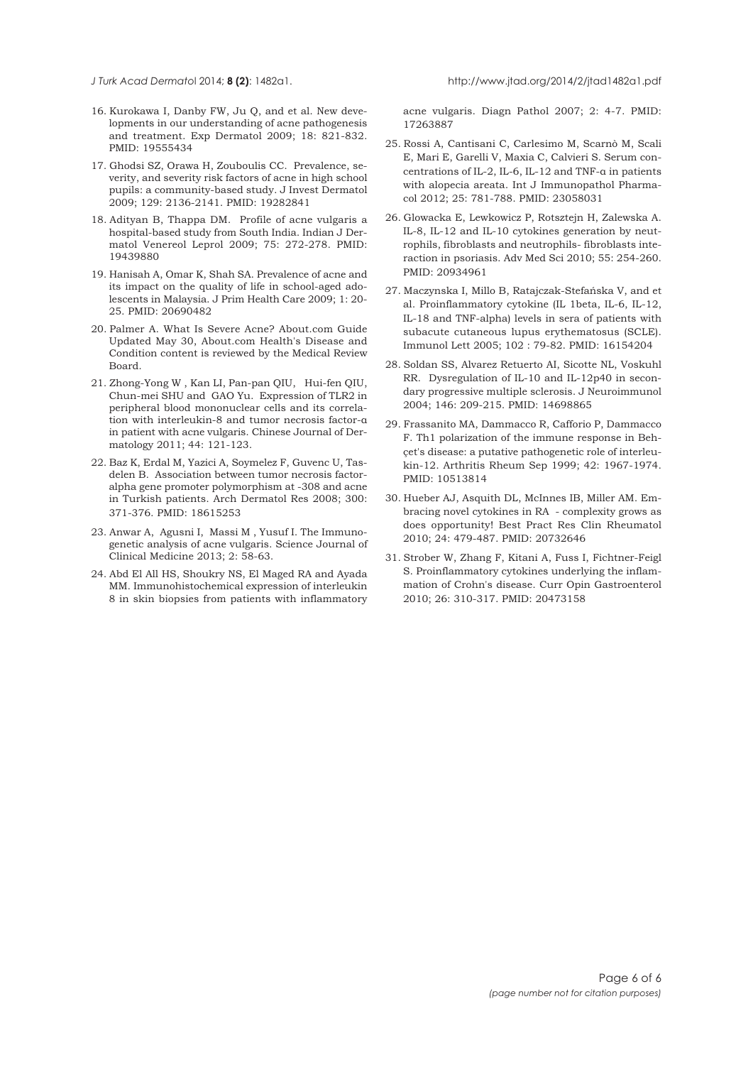16. Kurokawa I, Danby FW, Ju Q, and et al. New developments in our understanding of acne pathogenesis and treatment. Exp Dermatol 2009; 18: 821-832. PMID: 19555434

17. Ghodsi SZ, Orawa H, Zouboulis CC. Prevalence, severity, and severity risk factors of acne in high school pupils: a community-based study. J Invest Dermatol 2009; 129: 2136-2141. PMID: 19282841

18. Adityan B, Thappa DM. Profile of acne vulgaris a hospital-based study from South India. Indian J Dermatol Venereol Leprol 2009; 75: 272-278. PMID: 19439880

19. Hanisah A, Omar K, Shah SA. Prevalence of acne and its impact on the quality of life in school-aged adolescents in Malaysia. J Prim Health Care 2009; 1: 20-25. PMID: 20690482

20. Palmer A. What Is Severe Acne? About.com Guide Updated May 30, About.com Health's Disease and Condition content is reviewed by the Medical Review Board.

21. Zhong-Yong W , Kan LI, Pan-pan QIU, Hui-fen QIU, Chun-mei SHU and GAO Yu. Expression of TLR2 in peripheral blood mononuclear cells and its correlation with interleukin-8 and tumor necrosis factor-α in patient with acne vulgaris. Chinese Journal of Dermatology 2011; 44: 121-123.

22. Baz K, Erdal M, Yazici A, Soymelez F, Guvenc U, Tasdelen B. Association between tumor necrosis factor-alpha gene promoter polymorphism at -308 and acne in Turkish patients. Arch Dermatol Res 2008; 300: 371-376. PMID: 18615253

23. Anwar A, Agusni I, Massi M , Yusuf I. The Immunogenetic analysis of acne vulgaris. Science Journal of Clinical Medicine 2013; 2: 58-63.

24. Abd El All HS, Shoukry NS, El Maged RA and Ayada MM. Immunohistochemical expression of interleukin 8 in skin biopsies from patients with inflammatory acne vulgaris. Diagn Pathol 2007; 2: 4-7. PMID: 17263887

25. Rossi A, Cantisani C, Carlesimo M, Scarnò M, Scali E, Mari E, Garelli V, Maxia C, Calvieri S. Serum concentrations of IL-2, IL-6, IL-12 and TNF-α in patients with alopecia areata. Int J Immunopathol Pharmacol 2012; 25: 781-788. PMID: 23058031

26. Glowacka E, Lewkowicz P, Rotsztejn H, Zalewska A. IL-8, IL-12 and IL-10 cytokines generation by neutrophils, fibroblasts and neutrophils- fibroblasts interaction in psoriasis. Adv Med Sci 2010; 55: 254-260. PMID: 20934961

27. Maczynska I, Millo B, Ratajczak-Stefańska V, and et al. Proinflammatory cytokine (IL 1beta, IL-6, IL-12, IL-18 and TNF-alpha) levels in sera of patients with subacute cutaneous lupus erythematosus (SCLE). Immunol Lett 2005; 102 : 79-82. PMID: 16154204

28. Soldan SS, Alvarez Retuerto AI, Sicotte NL, Voskuhl RR. Dysregulation of IL-10 and IL-12p40 in secondary progressive multiple sclerosis. J Neuroimmunol 2004; 146: 209-215. PMID: 14698865

29. Frassanito MA, Dammacco R, Cafforio P, Dammacco F. Th1 polarization of the immune response in Behçet's disease: a putative pathogenetic role of interleukin-12. Arthritis Rheum Sep 1999; 42: 1967-1974. PMID: 10513814

30. Hueber AJ, Asquith DL, McInnes IB, Miller AM. Embracing novel cytokines in RA - complexity grows as does opportunity! Best Pract Res Clin Rheumatol 2010; 24: 479-487. PMID: 20732646

31. Strober W, Zhang F, Kitani A, Fuss I, Fichtner-Feigl S. Proinflammatory cytokines underlying the inflammation of Crohn's disease. Curr Opin Gastroenterol 2010; 26: 310-317. PMID: 20473158